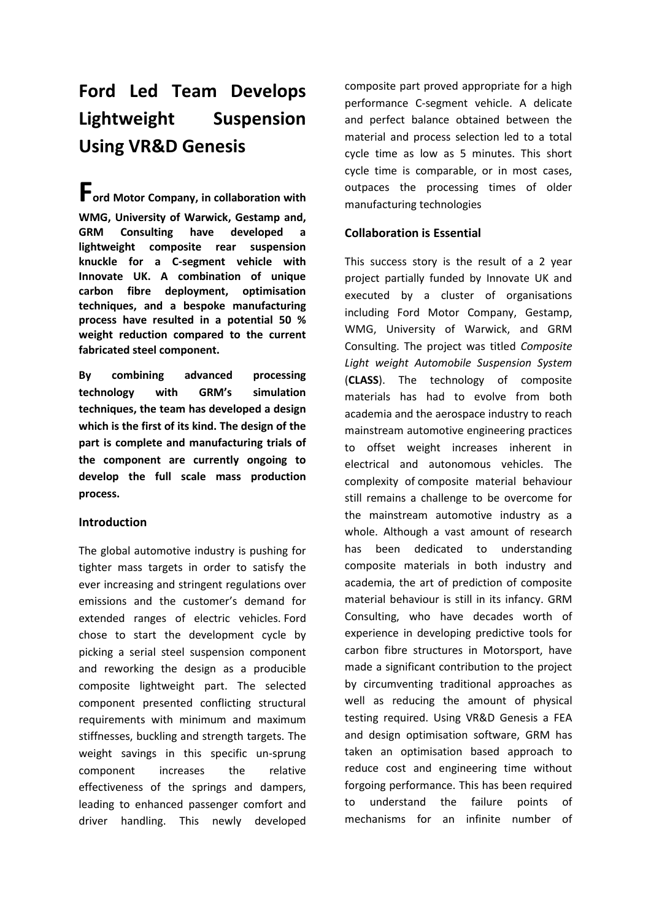# Ford Led Team Develops Lightweight Suspension Using VR&D Genesis

**Ford Motor Company, in collaboration with WMG, University of Warwick, Gestamp and, GRM Consulting have developed a lightweight composite rear suspension knuckle for a C-segment vehicle with Innovate UK. A combination of unique carbon fibre deployment, optimisation techniques, and a bespoke manufacturing process have resulted in a potential 50 % weight reduction compared to the current fabricated steel component.**

**By combining advanced processing technology with GRM's simulation techniques, the team has developed a design which is the first of its kind. The design of the part is complete and manufacturing trials of the component are currently ongoing to develop the full scale mass production process.**

## Introduction

The global automotive industry is pushing for tighter mass targets in order to satisfy the ever increasing and stringent regulations over emissions and the customer's demand for extended ranges of electric vehicles. Ford chose to start the development cycle by picking a serial steel suspension component and reworking the design as a producible composite lightweight part. The selected component presented conflicting structural requirements with minimum and maximum stiffnesses, buckling and strength targets. The weight savings in this specific un-sprung component increases the relative effectiveness of the springs and dampers, leading to enhanced passenger comfort and driver handling. This newly developed composite part proved appropriate for a high performance C-segment vehicle. A delicate and perfect balance obtained between the material and process selection led to a total cycle time as low as 5 minutes. This short cycle time is comparable, or in most cases, outpaces the processing times of older manufacturing technologies

## Collaboration is Essential

This success story is the result of a 2 year project partially funded by Innovate UK and executed by a cluster of organisations including Ford Motor Company, Gestamp, WMG, University of Warwick, and GRM Consulting. The project was titled *Composite Light weight Automobile Suspension System* (**CLASS**). The technology of composite materials has had to evolve from both academia and the aerospace industry to reach mainstream automotive engineering practices to offset weight increases inherent in electrical and autonomous vehicles. The complexity of composite material behaviour still remains a challenge to be overcome for the mainstream automotive industry as a whole. Although a vast amount of research has been dedicated to understanding composite materials in both industry and academia, the art of prediction of composite material behaviour is still in its infancy. GRM Consulting, who have decades worth of experience in developing predictive tools for carbon fibre structures in Motorsport, have made a significant contribution to the project by circumventing traditional approaches as well as reducing the amount of physical testing required. Using VR&D Genesis a FEA and design optimisation software, GRM has taken an optimisation based approach to reduce cost and engineering time without forgoing performance. This has been required to understand the failure points of mechanisms for an infinite number of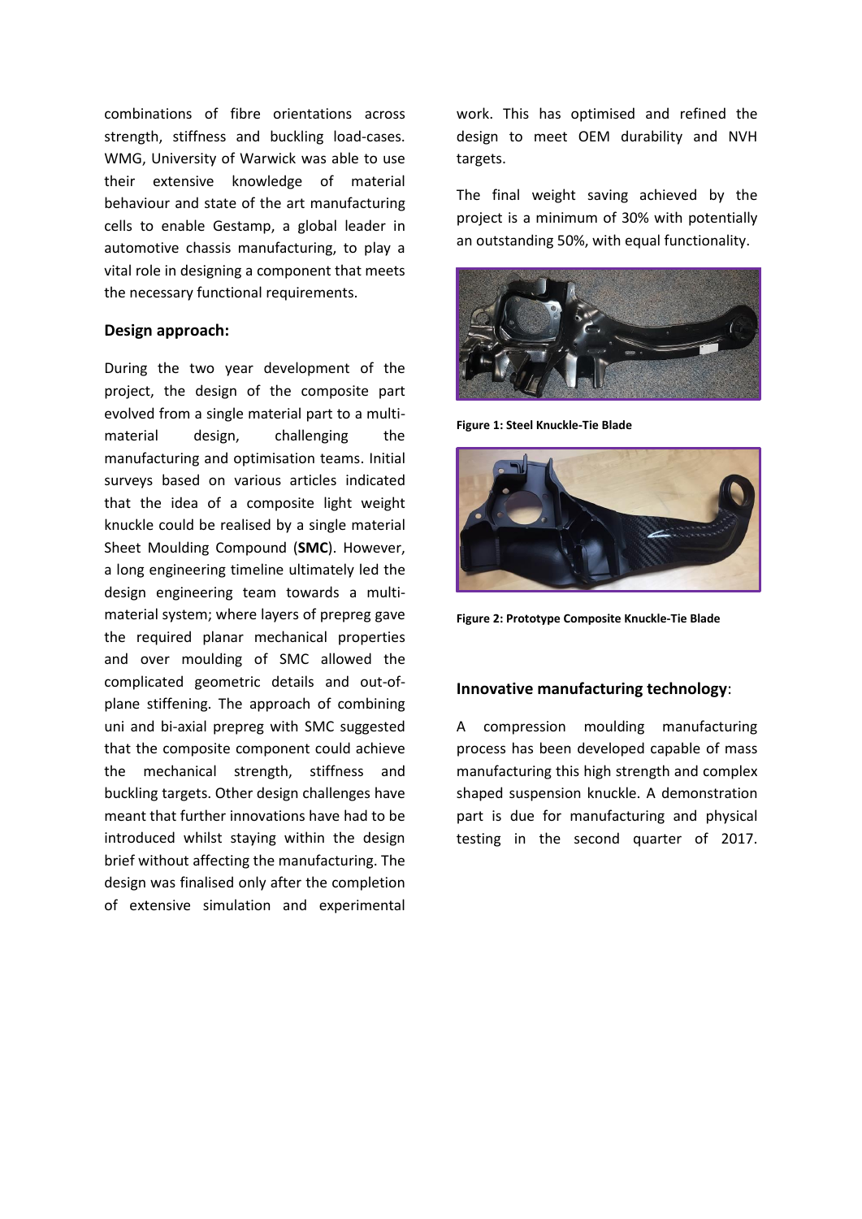combinations of fibre orientations across strength, stiffness and buckling load-cases. WMG, University of Warwick was able to use their extensive knowledge of material behaviour and state of the art manufacturing cells to enable Gestamp, a global leader in automotive chassis manufacturing, to play a vital role in designing a component that meets the necessary functional requirements.

### Design approach:

During the two year development of the project, the design of the composite part evolved from a single material part to a multi-material design, challenging the manufacturing and optimisation teams. Initial surveys based on various articles indicated that the idea of a composite light weight knuckle could be realised by a single material Sheet Moulding Compound (**SMC**). However, a long engineering timeline ultimately led the design engineering team towards a multi-material system; where layers of prepreg gave the required planar mechanical properties and over moulding of SMC allowed the complicated geometric details and out-of-plane stiffening. The approach of combining uni and bi-axial prepreg with SMC suggested that the composite component could achieve the mechanical strength, stiffness and buckling targets. Other design challenges have meant that further innovations have had to be introduced whilst staying within the design brief without affecting the manufacturing. The design was finalised only after the completion of extensive simulation and experimental work. This has optimised and refined the design to meet OEM durability and NVH targets.

The final weight saving achieved by the project is a minimum of 30% with potentially an outstanding 50%, with equal functionality.

**Figure 1: Steel Knuckle-Tie Blade**

**Figure 2: Prototype Composite Knuckle-Tie Blade**

### Innovative manufacturing technology:

A compression moulding manufacturing process has been developed capable of mass manufacturing this high strength and complex shaped suspension knuckle. A demonstration part is due for manufacturing and physical testing in the second quarter of 2017.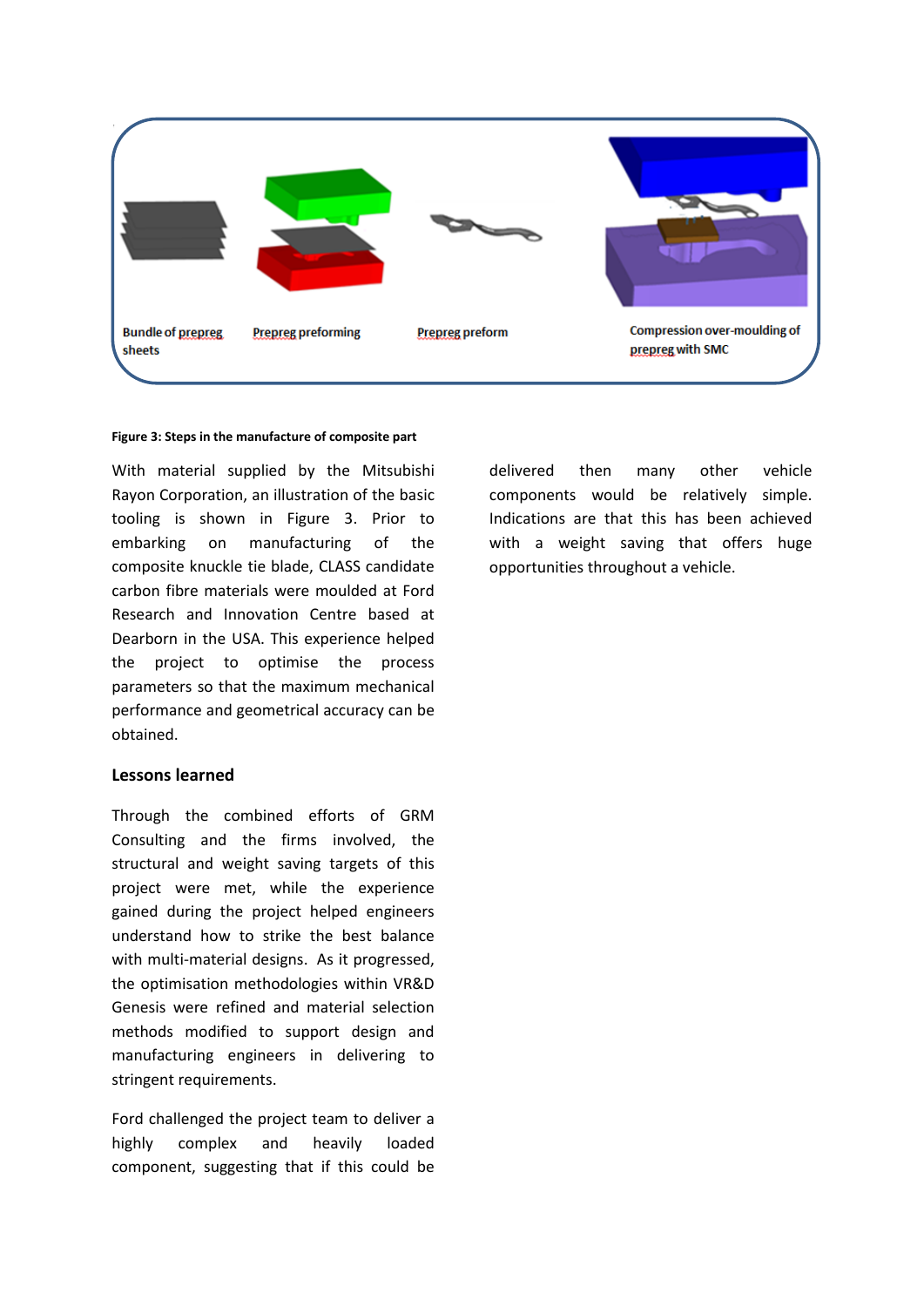Bundle of prepreg sheets

Prepreg preforming

Prepreg preform

Compression over-moulding of prepreg with SMC

**Figure 3: Steps in the manufacture of composite part**

With material supplied by the Mitsubishi Rayon Corporation, an illustration of the basic tooling is shown in Figure 3. Prior to embarking on manufacturing of the composite knuckle tie blade, CLASS candidate carbon fibre materials were moulded at Ford Research and Innovation Centre based at Dearborn in the USA. This experience helped the project to optimise the process parameters so that the maximum mechanical performance and geometrical accuracy can be obtained.

## Lessons learned

Through the combined efforts of GRM Consulting and the firms involved, the structural and weight saving targets of this project were met, while the experience gained during the project helped engineers understand how to strike the best balance with multi-material designs. As it progressed, the optimisation methodologies within VR&D Genesis were refined and material selection methods modified to support design and manufacturing engineers in delivering to stringent requirements.

Ford challenged the project team to deliver a highly complex and heavily loaded component, suggesting that if this could be delivered then many other vehicle components would be relatively simple. Indications are that this has been achieved with a weight saving that offers huge opportunities throughout a vehicle.